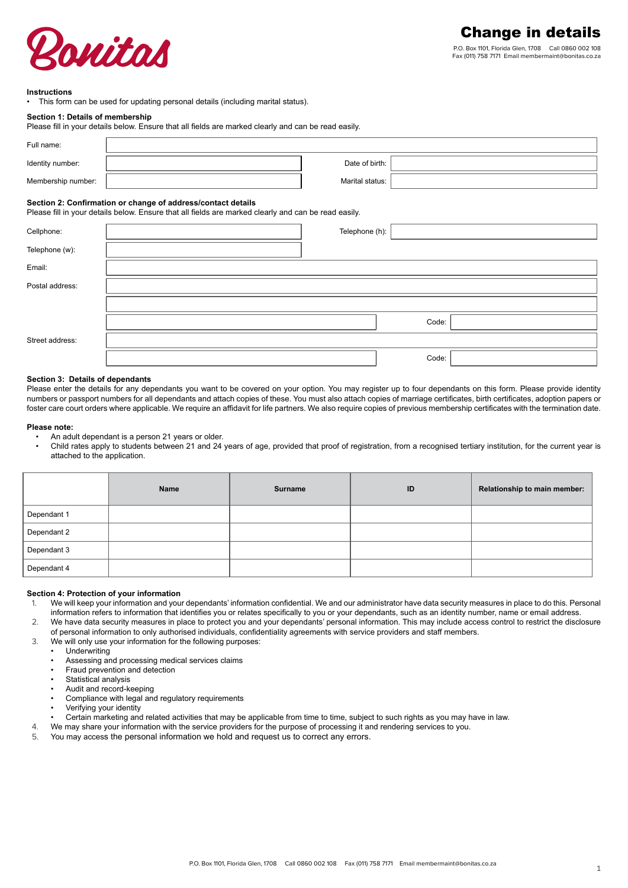# Change in details

P.O. Box 1101, Florida Glen, 1708 Call 0860 002 108
Fax (011) 758 7171 Email membermaint@bonitas.co.za

**Instructions**

- This form can be used for updating personal details (including marital status).

**Section 1: Details of membership**

Please fill in your details below. Ensure that all fields are marked clearly and can be read easily.

| | | | |
|---|---|---|---|
| Full name: | | | |
| Identity number: | | Date of birth: | |
| Membership number: | | Marital status: | |

**Section 2: Confirmation or change of address/contact details**

Please fill in your details below. Ensure that all fields are marked clearly and can be read easily.

| | | | |
|---|---|---|---|
| Cellphone: | | Telephone (h): | |
| Telephone (w): | | | |
| Email: | | | |
| Postal address: | | | |
| | | | |
| | | Code: | |
| Street address: | | | |
| | | Code: | |

**Section 3: Details of dependants**

Please enter the details for any dependants you want to be covered on your option. You may register up to four dependants on this form. Please provide identity numbers or passport numbers for all dependants and attach copies of these. You must also attach copies of marriage certificates, birth certificates, adoption papers or foster care court orders where applicable. We require an affidavit for life partners. We also require copies of previous membership certificates with the termination date.

**Please note:**

- An adult dependant is a person 21 years or older.
- Child rates apply to students between 21 and 24 years of age, provided that proof of registration, from a recognised tertiary institution, for the current year is attached to the application.

| | Name | Surname | ID | Relationship to main member: |
|---|---|---|---|---|
| Dependant 1 | | | | |
| Dependant 2 | | | | |
| Dependant 3 | | | | |
| Dependant 4 | | | | |

**Section 4: Protection of your information**

1. We will keep your information and your dependants' information confidential. We and our administrator have data security measures in place to do this. Personal information refers to information that identifies you or relates specifically to you or your dependants, such as an identity number, name or email address.
2. We have data security measures in place to protect you and your dependants' personal information. This may include access control to restrict the disclosure of personal information to only authorised individuals, confidentiality agreements with service providers and staff members.
3. We will only use your information for the following purposes:
   - Underwriting
   - Assessing and processing medical services claims
   - Fraud prevention and detection
   - Statistical analysis
   - Audit and record-keeping
   - Compliance with legal and regulatory requirements
   - Verifying your identity
   - Certain marketing and related activities that may be applicable from time to time, subject to such rights as you may have in law.
4. We may share your information with the service providers for the purpose of processing it and rendering services to you.
5. You may access the personal information we hold and request us to correct any errors.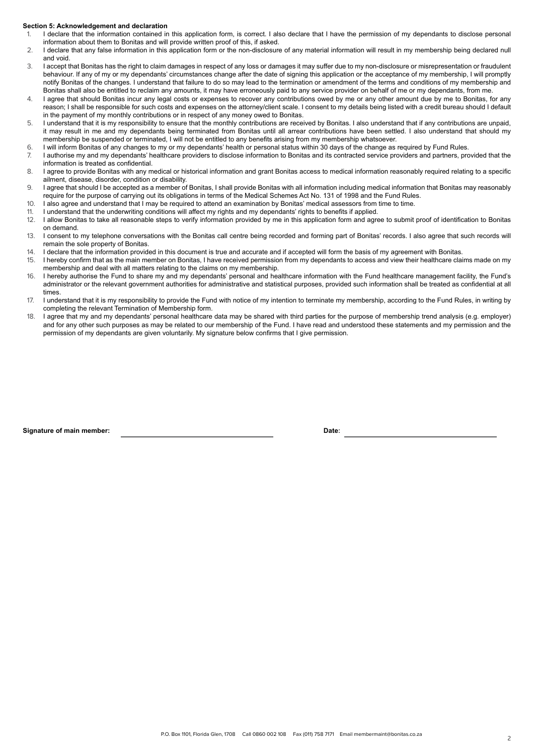**Section 5: Acknowledgement and declaration**

1. I declare that the information contained in this application form, is correct. I also declare that I have the permission of my dependants to disclose personal information about them to Bonitas and will provide written proof of this, if asked.
2. I declare that any false information in this application form or the non-disclosure of any material information will result in my membership being declared null and void.
3. I accept that Bonitas has the right to claim damages in respect of any loss or damages it may suffer due to my non-disclosure or misrepresentation or fraudulent behaviour. If any of my or my dependants' circumstances change after the date of signing this application or the acceptance of my membership, I will promptly notify Bonitas of the changes. I understand that failure to do so may lead to the termination or amendment of the terms and conditions of my membership and Bonitas shall also be entitled to reclaim any amounts, it may have erroneously paid to any service provider on behalf of me or my dependants, from me.
4. I agree that should Bonitas incur any legal costs or expenses to recover any contributions owed by me or any other amount due by me to Bonitas, for any reason; I shall be responsible for such costs and expenses on the attorney/client scale. I consent to my details being listed with a credit bureau should I default in the payment of my monthly contributions or in respect of any money owed to Bonitas.
5. I understand that it is my responsibility to ensure that the monthly contributions are received by Bonitas. I also understand that if any contributions are unpaid, it may result in me and my dependants being terminated from Bonitas until all arrear contributions have been settled. I also understand that should my membership be suspended or terminated, I will not be entitled to any benefits arising from my membership whatsoever.
6. I will inform Bonitas of any changes to my or my dependants' health or personal status within 30 days of the change as required by Fund Rules.
7. I authorise my and my dependants' healthcare providers to disclose information to Bonitas and its contracted service providers and partners, provided that the information is treated as confidential.
8. I agree to provide Bonitas with any medical or historical information and grant Bonitas access to medical information reasonably required relating to a specific ailment, disease, disorder, condition or disability.
9. I agree that should I be accepted as a member of Bonitas, I shall provide Bonitas with all information including medical information that Bonitas may reasonably require for the purpose of carrying out its obligations in terms of the Medical Schemes Act No. 131 of 1998 and the Fund Rules.
10. I also agree and understand that I may be required to attend an examination by Bonitas' medical assessors from time to time.
11. I understand that the underwriting conditions will affect my rights and my dependants' rights to benefits if applied.
12. I allow Bonitas to take all reasonable steps to verify information provided by me in this application form and agree to submit proof of identification to Bonitas on demand.
13. I consent to my telephone conversations with the Bonitas call centre being recorded and forming part of Bonitas' records. I also agree that such records will remain the sole property of Bonitas.
14. I declare that the information provided in this document is true and accurate and if accepted will form the basis of my agreement with Bonitas.
15. I hereby confirm that as the main member on Bonitas, I have received permission from my dependants to access and view their healthcare claims made on my membership and deal with all matters relating to the claims on my membership.
16. I hereby authorise the Fund to share my and my dependants' personal and healthcare information with the Fund healthcare management facility, the Fund's administrator or the relevant government authorities for administrative and statistical purposes, provided such information shall be treated as confidential at all times.
17. I understand that it is my responsibility to provide the Fund with notice of my intention to terminate my membership, according to the Fund Rules, in writing by completing the relevant Termination of Membership form.
18. I agree that my and my dependants' personal healthcare data may be shared with third parties for the purpose of membership trend analysis (e.g. employer) and for any other such purposes as may be related to our membership of the Fund. I have read and understood these statements and my permission and the permission of my dependants are given voluntarily. My signature below confirms that I give permission.

**Signature of main member:** ______________________________ **Date:** ______________________________

P.O. Box 1101, Florida Glen, 1708 Call 0860 002 108 Fax (011) 758 7171 Email membermaint@bonitas.co.za